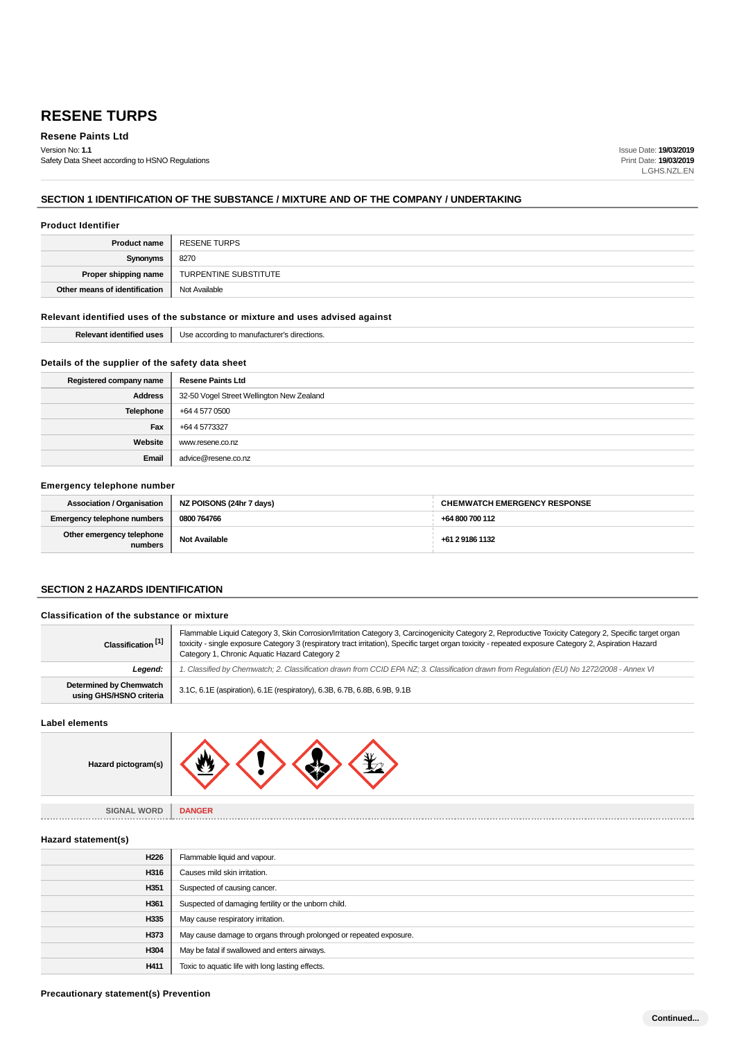# RESENE TURPS

**Resene Paints Ltd**

Version No: **1.1**
Safety Data Sheet according to HSNO Regulations

Issue Date: **19/03/2019**
Print Date: **19/03/2019**
L.GHS.NZL.EN

## SECTION 1 IDENTIFICATION OF THE SUBSTANCE / MIXTURE AND OF THE COMPANY / UNDERTAKING

### Product Identifier

| | |
|---|---|
| **Product name** | RESENE TURPS |
| **Synonyms** | 8270 |
| **Proper shipping name** | TURPENTINE SUBSTITUTE |
| **Other means of identification** | Not Available |

### Relevant identified uses of the substance or mixture and uses advised against

| | |
|---|---|
| **Relevant identified uses** | Use according to manufacturer's directions. |

### Details of the supplier of the safety data sheet

| | |
|---|---|
| **Registered company name** | **Resene Paints Ltd** |
| **Address** | 32-50 Vogel Street Wellington New Zealand |
| **Telephone** | +64 4 577 0500 |
| **Fax** | +64 4 5773327 |
| **Website** | www.resene.co.nz |
| **Email** | advice@resene.co.nz |

### Emergency telephone number

| | | |
|---|---|---|
| **Association / Organisation** | **NZ POISONS (24hr 7 days)** | **CHEMWATCH EMERGENCY RESPONSE** |
| **Emergency telephone numbers** | **0800 764766** | **+64 800 700 112** |
| **Other emergency telephone numbers** | **Not Available** | **+61 2 9186 1132** |

## SECTION 2 HAZARDS IDENTIFICATION

### Classification of the substance or mixture

| | |
|---|---|
| **Classification [1]** | Flammable Liquid Category 3, Skin Corrosion/Irritation Category 3, Carcinogenicity Category 2, Reproductive Toxicity Category 2, Specific target organ toxicity - single exposure Category 3 (respiratory tract irritation), Specific target organ toxicity - repeated exposure Category 2, Aspiration Hazard Category 1, Chronic Aquatic Hazard Category 2 |
| ***Legend:*** | *1. Classified by Chemwatch; 2. Classification drawn from CCID EPA NZ; 3. Classification drawn from Regulation (EU) No 1272/2008 - Annex VI* |
| **Determined by Chemwatch using GHS/HSNO criteria** | 3.1C, 6.1E (aspiration), 6.1E (respiratory), 6.3B, 6.7B, 6.8B, 6.9B, 9.1B |

### Label elements

| | |
|---|---|
| **Hazard pictogram(s)** | |
| **SIGNAL WORD** | **DANGER** |

### Hazard statement(s)

| | |
|---|---|
| **H226** | Flammable liquid and vapour. |
| **H316** | Causes mild skin irritation. |
| **H351** | Suspected of causing cancer. |
| **H361** | Suspected of damaging fertility or the unborn child. |
| **H335** | May cause respiratory irritation. |
| **H373** | May cause damage to organs through prolonged or repeated exposure. |
| **H304** | May be fatal if swallowed and enters airways. |
| **H411** | Toxic to aquatic life with long lasting effects. |

### Precautionary statement(s) Prevention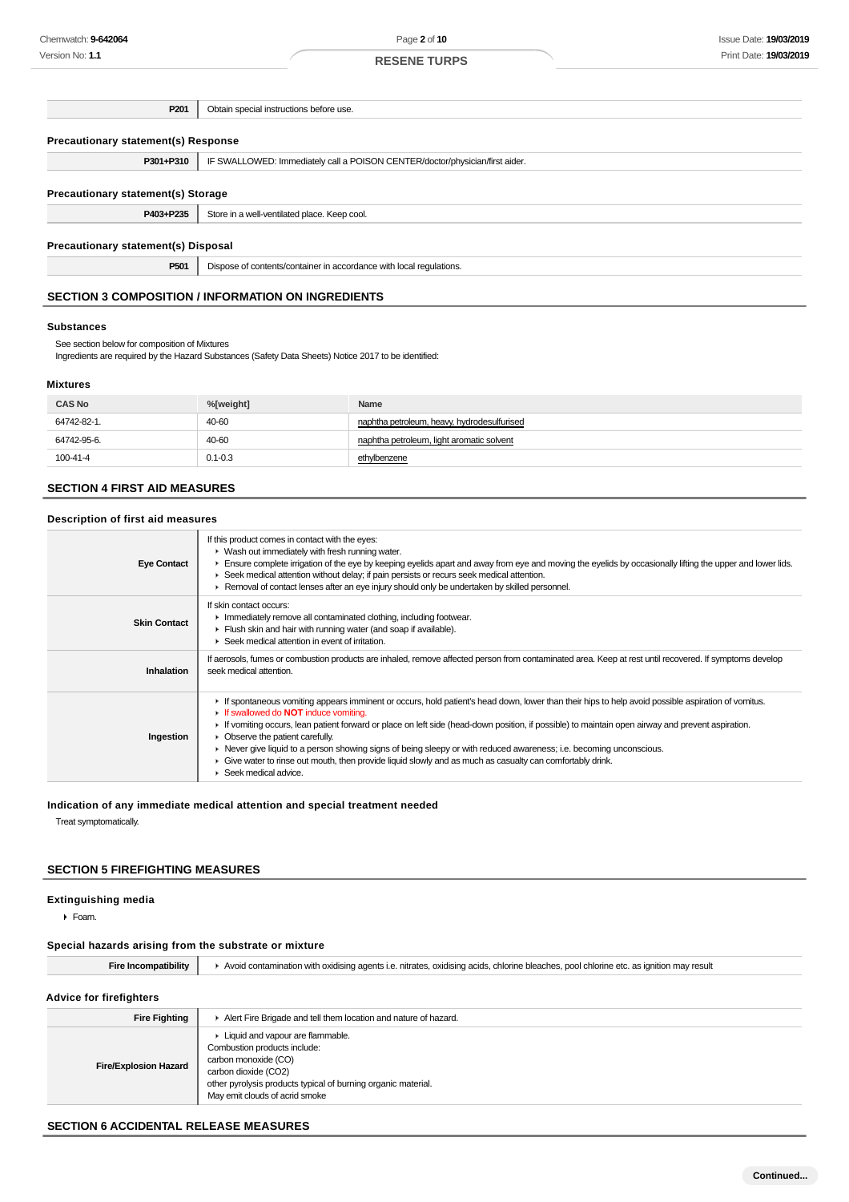| | |
|---|---|
| **P201** | Obtain special instructions before use. |

### Precautionary statement(s) Response

| | |
|---|---|
| **P301+P310** | IF SWALLOWED: Immediately call a POISON CENTER/doctor/physician/first aider. |

### Precautionary statement(s) Storage

| | |
|---|---|
| **P403+P235** | Store in a well-ventilated place. Keep cool. |

### Precautionary statement(s) Disposal

| | |
|---|---|
| **P501** | Dispose of contents/container in accordance with local regulations. |

## SECTION 3 COMPOSITION / INFORMATION ON INGREDIENTS

### Substances

See section below for composition of Mixtures
Ingredients are required by the Hazard Substances (Safety Data Sheets) Notice 2017 to be identified:

### Mixtures

| CAS No | %[weight] | Name |
|---|---|---|
| 64742-82-1. | 40-60 | naphtha petroleum, heavy, hydrodesulfurised |
| 64742-95-6. | 40-60 | naphtha petroleum, light aromatic solvent |
| 100-41-4 | 0.1-0.3 | ethylbenzene |

## SECTION 4 FIRST AID MEASURES

### Description of first aid measures

| | |
|---|---|
| **Eye Contact** | If this product comes in contact with the eyes:<br>• Wash out immediately with fresh running water.<br>• Ensure complete irrigation of the eye by keeping eyelids apart and away from eye and moving the eyelids by occasionally lifting the upper and lower lids.<br>• Seek medical attention without delay; if pain persists or recurs seek medical attention.<br>• Removal of contact lenses after an eye injury should only be undertaken by skilled personnel. |
| **Skin Contact** | If skin contact occurs:<br>• Immediately remove all contaminated clothing, including footwear.<br>• Flush skin and hair with running water (and soap if available).<br>• Seek medical attention in event of irritation. |
| **Inhalation** | If aerosols, fumes or combustion products are inhaled, remove affected person from contaminated area. Keep at rest until recovered. If symptoms develop seek medical attention. |
| **Ingestion** | • If spontaneous vomiting appears imminent or occurs, hold patient's head down, lower than their hips to help avoid possible aspiration of vomitus.<br>• If swallowed do **NOT** induce vomiting.<br>• If vomiting occurs, lean patient forward or place on left side (head-down position, if possible) to maintain open airway and prevent aspiration.<br>• Observe the patient carefully.<br>• Never give liquid to a person showing signs of being sleepy or with reduced awareness; i.e. becoming unconscious.<br>• Give water to rinse out mouth, then provide liquid slowly and as much as casualty can comfortably drink.<br>• Seek medical advice. |

### Indication of any immediate medical attention and special treatment needed

Treat symptomatically.

## SECTION 5 FIREFIGHTING MEASURES

### Extinguishing media

- Foam.

### Special hazards arising from the substance or mixture

| | |
|---|---|
| **Fire Incompatibility** | • Avoid contamination with oxidising agents i.e. nitrates, oxidising acids, chlorine bleaches, pool chlorine etc. as ignition may result |

### Advice for firefighters

| | |
|---|---|
| **Fire Fighting** | • Alert Fire Brigade and tell them location and nature of hazard. |
| **Fire/Explosion Hazard** | • Liquid and vapour are flammable.<br>Combustion products include:<br>carbon monoxide (CO)<br>carbon dioxide ($CO_2$)<br>other pyrolysis products typical of burning organic material.<br>May emit clouds of acrid smoke |

## SECTION 6 ACCIDENTAL RELEASE MEASURES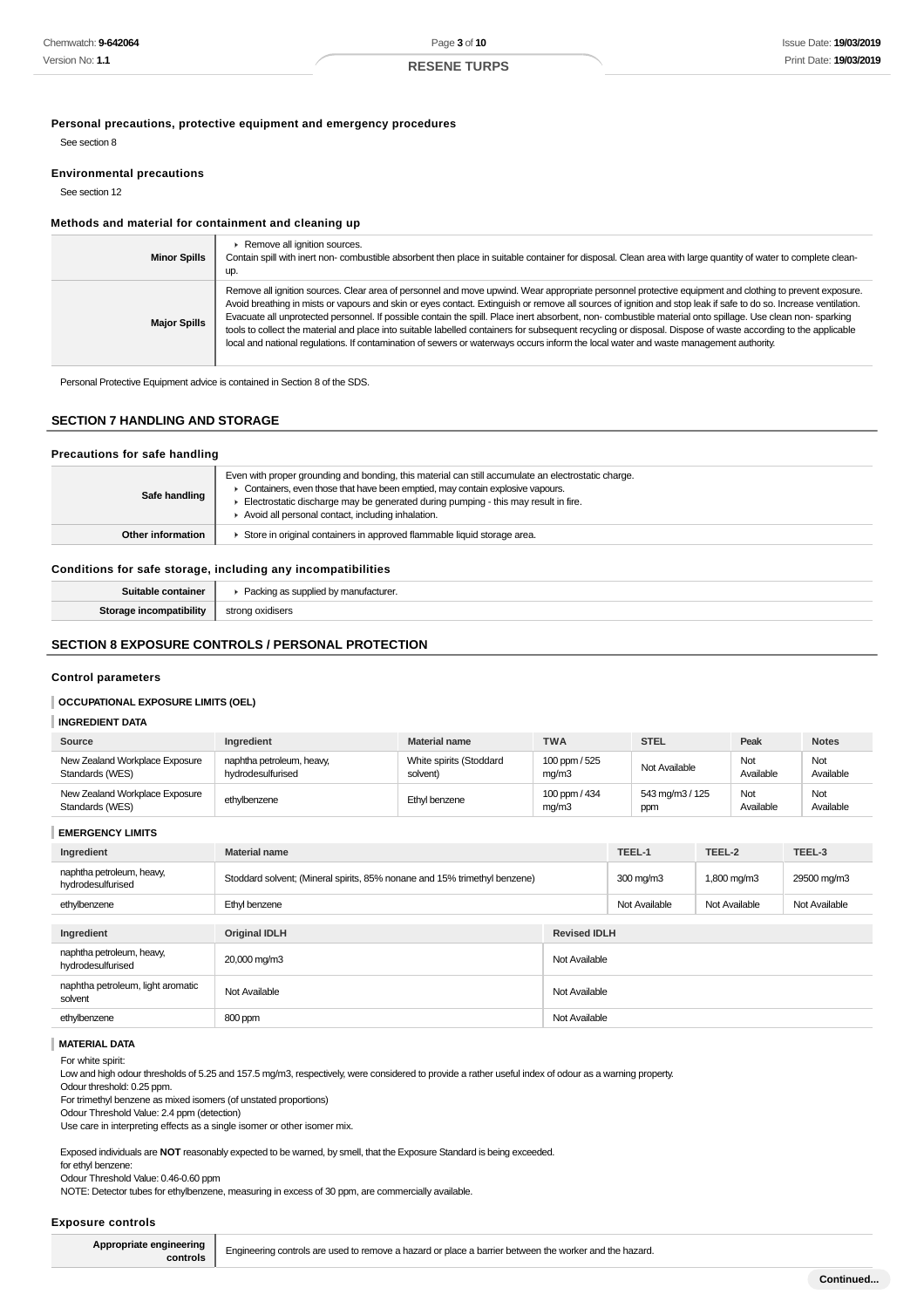### Personal precautions, protective equipment and emergency procedures

See section 8

### Environmental precautions

See section 12

### Methods and material for containment and cleaning up

| | |
|---|---|
| **Minor Spills** | ▸ Remove all ignition sources.<br>Contain spill with inert non- combustible absorbent then place in suitable container for disposal. Clean area with large quantity of water to complete clean-up. |
| **Major Spills** | Remove all ignition sources. Clear area of personnel and move upwind. Wear appropriate personnel protective equipment and clothing to prevent exposure. Avoid breathing in mists or vapours and skin or eyes contact. Extinguish or remove all sources of ignition and stop leak if safe to do so. Increase ventilation. Evacuate all unprotected personnel. If possible contain the spill. Place inert absorbent, non- combustible material onto spillage. Use clean non- sparking tools to collect the material and place into suitable labelled containers for subsequent recycling or disposal. Dispose of waste according to the applicable local and national regulations. If contamination of sewers or waterways occurs inform the local water and waste management authority. |

Personal Protective Equipment advice is contained in Section 8 of the SDS.

## SECTION 7 HANDLING AND STORAGE

### Precautions for safe handling

| | |
|---|---|
| **Safe handling** | Even with proper grounding and bonding, this material can still accumulate an electrostatic charge.<br>▸ Containers, even those that have been emptied, may contain explosive vapours.<br>▸ Electrostatic discharge may be generated during pumping - this may result in fire.<br>▸ Avoid all personal contact, including inhalation. |
| **Other information** | ▸ Store in original containers in approved flammable liquid storage area. |

### Conditions for safe storage, including any incompatibilities

| | |
|---|---|
| **Suitable container** | ▸ Packing as supplied by manufacturer. |
| **Storage incompatibility** | strong oxidisers |

## SECTION 8 EXPOSURE CONTROLS / PERSONAL PROTECTION

### Control parameters

**OCCUPATIONAL EXPOSURE LIMITS (OEL)**

**INGREDIENT DATA**

| Source | Ingredient | Material name | TWA | STEL | Peak | Notes |
|---|---|---|---|---|---|---|
| New Zealand Workplace Exposure Standards (WES) | naphtha petroleum, heavy, hydrodesulfurised | White spirits (Stoddard solvent) | 100 ppm / 525 mg/m3 | Not Available | Not Available | Not Available |
| New Zealand Workplace Exposure Standards (WES) | ethylbenzene | Ethyl benzene | 100 ppm / 434 mg/m3 | 543 mg/m3 / 125 ppm | Not Available | Not Available |

**EMERGENCY LIMITS**

| Ingredient | Material name | TEEL-1 | TEEL-2 | TEEL-3 |
|---|---|---|---|---|
| naphtha petroleum, heavy, hydrodesulfurised | Stoddard solvent; (Mineral spirits, 85% nonane and 15% trimethyl benzene) | 300 mg/m3 | 1,800 mg/m3 | 29500 mg/m3 |
| ethylbenzene | Ethyl benzene | Not Available | Not Available | Not Available |

| Ingredient | Original IDLH | Revised IDLH |
|---|---|---|
| naphtha petroleum, heavy, hydrodesulfurised | 20,000 mg/m3 | Not Available |
| naphtha petroleum, light aromatic solvent | Not Available | Not Available |
| ethylbenzene | 800 ppm | Not Available |

**MATERIAL DATA**

For white spirit:
Low and high odour thresholds of 5.25 and 157.5 mg/m3, respectively, were considered to provide a rather useful index of odour as a warning property.
Odour threshold: 0.25 ppm.
For trimethyl benzene as mixed isomers (of unstated proportions)
Odour Threshold Value: 2.4 ppm (detection)
Use care in interpreting effects as a single isomer or other isomer mix.

Exposed individuals are **NOT** reasonably expected to be warned, by smell, that the Exposure Standard is being exceeded.
for ethyl benzene:
Odour Threshold Value: 0.46-0.60 ppm
NOTE: Detector tubes for ethylbenzene, measuring in excess of 30 ppm, are commercially available.

### Exposure controls

| | |
|---|---|
| **Appropriate engineering controls** | Engineering controls are used to remove a hazard or place a barrier between the worker and the hazard. |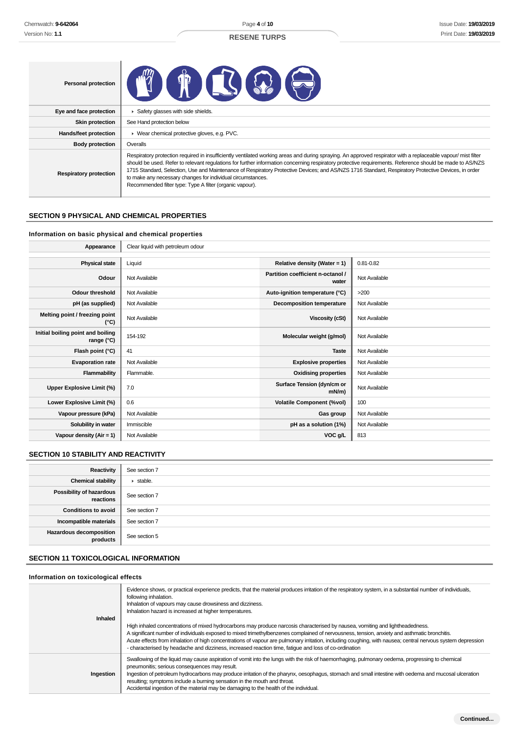| Personal protection | |
|---|---|
| Eye and face protection | ▸ Safety glasses with side shields. |
| Skin protection | See Hand protection below |
| Hands/feet protection | ▸ Wear chemical protective gloves, e.g. PVC. |
| Body protection | Overalls |
| Respiratory protection | Respiratory protection required in insufficiently ventilated working areas and during spraying. An approved respirator with a replaceable vapour/ mist filter should be used. Refer to relevant regulations for further information concerning respiratory protective requirements. Reference should be made to AS/NZS 1715 Standard, Selection, Use and Maintenance of Respiratory Protective Devices; and AS/NZS 1716 Standard, Respiratory Protective Devices, in order to make any necessary changes for individual circumstances.<br>Recommended filter type: Type A filter (organic vapour). |

## SECTION 9 PHYSICAL AND CHEMICAL PROPERTIES

### Information on basic physical and chemical properties

| Appearance | Clear liquid with petroleum odour | | |
|---|---|---|---|
| Physical state | Liquid | Relative density (Water = 1) | 0.81-0.82 |
| Odour | Not Available | Partition coefficient n-octanol / water | Not Available |
| Odour threshold | Not Available | Auto-ignition temperature (°C) | >200 |
| pH (as supplied) | Not Available | Decomposition temperature | Not Available |
| Melting point / freezing point (°C) | Not Available | Viscosity (cSt) | Not Available |
| Initial boiling point and boiling range (°C) | 154-192 | Molecular weight (g/mol) | Not Available |
| Flash point (°C) | 41 | Taste | Not Available |
| Evaporation rate | Not Available | Explosive properties | Not Available |
| Flammability | Flammable. | Oxidising properties | Not Available |
| Upper Explosive Limit (%) | 7.0 | Surface Tension (dyn/cm or mN/m) | Not Available |
| Lower Explosive Limit (%) | 0.6 | Volatile Component (%vol) | 100 |
| Vapour pressure (kPa) | Not Available | Gas group | Not Available |
| Solubility in water | Immiscible | pH as a solution (1%) | Not Available |
| Vapour density (Air = 1) | Not Available | VOC g/L | 813 |

## SECTION 10 STABILITY AND REACTIVITY

| Reactivity | See section 7 |
|---|---|
| Chemical stability | ▸ stable. |
| Possibility of hazardous reactions | See section 7 |
| Conditions to avoid | See section 7 |
| Incompatible materials | See section 7 |
| Hazardous decomposition products | See section 5 |

## SECTION 11 TOXICOLOGICAL INFORMATION

### Information on toxicological effects

| | |
|---|---|
| Inhaled | Evidence shows, or practical experience predicts, that the material produces irritation of the respiratory system, in a substantial number of individuals, following inhalation.<br>Inhalation of vapours may cause drowsiness and dizziness.<br>Inhalation hazard is increased at higher temperatures.<br><br>High inhaled concentrations of mixed hydrocarbons may produce narcosis characterised by nausea, vomiting and lightheadedness.<br>A significant number of individuals exposed to mixed trimethylbenzenes complained of nervousness, tension, anxiety and asthmatic bronchitis.<br>Acute effects from inhalation of high concentrations of vapour are pulmonary irritation, including coughing, with nausea; central nervous system depression - characterised by headache and dizziness, increased reaction time, fatigue and loss of co-ordination |
| Ingestion | Swallowing of the liquid may cause aspiration of vomit into the lungs with the risk of haemorrhaging, pulmonary oedema, progressing to chemical pneumonitis; serious consequences may result.<br>Ingestion of petroleum hydrocarbons may produce irritation of the pharynx, oesophagus, stomach and small intestine with oedema and mucosal ulceration resulting; symptoms include a burning sensation in the mouth and throat.<br>Accidental ingestion of the material may be damaging to the health of the individual. |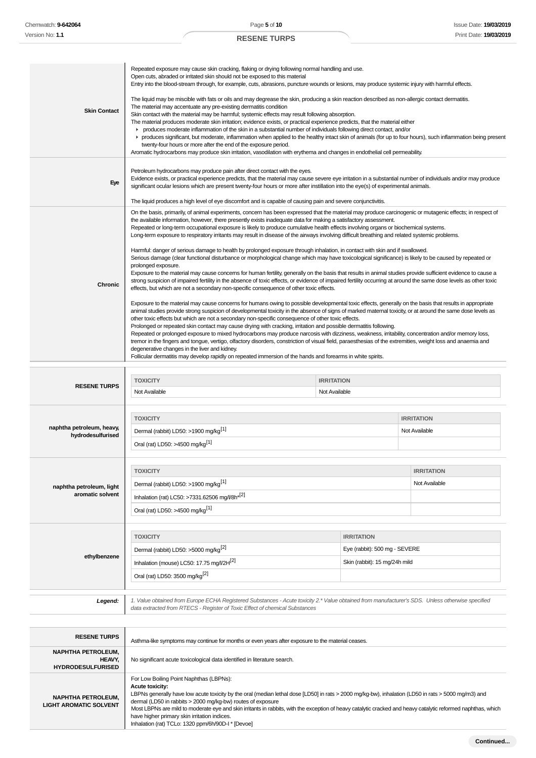| | |
|---|---|
| **Skin Contact** | Repeated exposure may cause skin cracking, flaking or drying following normal handling and use.<br>Open cuts, abraded or irritated skin should not be exposed to this material<br>Entry into the blood-stream through, for example, cuts, abrasions, puncture wounds or lesions, may produce systemic injury with harmful effects.<br><br>The liquid may be miscible with fats or oils and may degrease the skin, producing a skin reaction described as non-allergic contact dermatitis.<br>The material may accentuate any pre-existing dermatitis condition<br>Skin contact with the material may be harmful; systemic effects may result following absorption.<br>The material produces moderate skin irritation; evidence exists, or practical experience predicts, that the material either<br>‣ produces moderate inflammation of the skin in a substantial number of individuals following direct contact, and/or<br>‣ produces significant, but moderate, inflammation when applied to the healthy intact skin of animals (for up to four hours), such inflammation being present twenty-four hours or more after the end of the exposure period.<br>Aromatic hydrocarbons may produce skin irritation, vasodilation with erythema and changes in endothelial cell permeability. |
| **Eye** | Petroleum hydrocarbons may produce pain after direct contact with the eyes.<br>Evidence exists, or practical experience predicts, that the material may cause severe eye irritation in a substantial number of individuals and/or may produce significant ocular lesions which are present twenty-four hours or more after instillation into the eye(s) of experimental animals.<br><br>The liquid produces a high level of eye discomfort and is capable of causing pain and severe conjunctivitis. |
| **Chronic** | On the basis, primarily, of animal experiments, concern has been expressed that the material may produce carcinogenic or mutagenic effects; in respect of the available information, however, there presently exists inadequate data for making a satisfactory assessment.<br>Repeated or long-term occupational exposure is likely to produce cumulative health effects involving organs or biochemical systems.<br>Long-term exposure to respiratory irritants may result in disease of the airways involving difficult breathing and related systemic problems.<br><br>Harmful: danger of serious damage to health by prolonged exposure through inhalation, in contact with skin and if swallowed.<br>Serious damage (clear functional disturbance or morphological change which may have toxicological significance) is likely to be caused by repeated or prolonged exposure.<br>Exposure to the material may cause concerns for human fertility, generally on the basis that results in animal studies provide sufficient evidence to cause a strong suspicion of impaired fertility in the absence of toxic effects, or evidence of impaired fertility occurring at around the same dose levels as other toxic effects, but which are not a secondary non-specific consequence of other toxic effects.<br><br>Exposure to the material may cause concerns for humans owing to possible developmental toxic effects, generally on the basis that results in appropriate animal studies provide strong suspicion of developmental toxicity in the absence of signs of marked maternal toxicity, or at around the same dose levels as other toxic effects but which are not a secondary non-specific consequence of other toxic effects.<br>Prolonged or repeated skin contact may cause drying with cracking, irritation and possible dermatitis following.<br>Repeated or prolonged exposure to mixed hydrocarbons may produce narcosis with dizziness, weakness, irritability, concentration and/or memory loss, tremor in the fingers and tongue, vertigo, olfactory disorders, constriction of visual field, paraesthesias of the extremities, weight loss and anaemia and degenerative changes in the liver and kidney.<br>Follicular dermatitis may develop rapidly on repeated immersion of the hands and forearms in white spirits. |

**RESENE TURPS**

| TOXICITY | IRRITATION |
|---|---|
| Not Available | Not Available |

**naphtha petroleum, heavy, hydrodesulfurised**

| TOXICITY | IRRITATION |
|---|---|
| Dermal (rabbit) LD50: >1900 mg/kg[1] | Not Available |
| Oral (rat) LD50: >4500 mg/kg[1] | |

**naphtha petroleum, light aromatic solvent**

| TOXICITY | IRRITATION |
|---|---|
| Dermal (rabbit) LD50: >1900 mg/kg[1] | Not Available |
| Inhalation (rat) LC50: >7331.62506 mg/l/8h*[2] | |
| Oral (rat) LD50: >4500 mg/kg[1] | |

**ethylbenzene**

| TOXICITY | IRRITATION |
|---|---|
| Dermal (rabbit) LD50: >5000 mg/kg[2] | Eye (rabbit): 500 mg - SEVERE |
| Inhalation (mouse) LC50: 17.75 mg/l/2H[2] | Skin (rabbit): 15 mg/24h mild |
| Oral (rat) LD50: 3500 mg/kg[2] | |

***Legend:*** *1. Value obtained from Europe ECHA Registered Substances - Acute toxicity 2.* Value obtained from manufacturer's SDS. Unless otherwise specified data extracted from RTECS - Register of Toxic Effect of chemical Substances*

| | |
|---|---|
| **RESENE TURPS** | Asthma-like symptoms may continue for months or even years after exposure to the material ceases. |
| **NAPHTHA PETROLEUM, HEAVY, HYDRODESULFURISED** | No significant acute toxicological data identified in literature search. |
| **NAPHTHA PETROLEUM, LIGHT AROMATIC SOLVENT** | For Low Boiling Point Naphthas (LBPNs):<br>**Acute toxicity:**<br>LBPNs generally have low acute toxicity by the oral (median lethal dose [LD50] in rats > 2000 mg/kg-bw), inhalation (LD50 in rats > 5000 mg/m3) and dermal (LD50 in rabbits > 2000 mg/kg-bw) routes of exposure<br>Most LBPNs are mild to moderate eye and skin irritants in rabbits, with the exception of heavy catalytic cracked and heavy catalytic reformed naphthas, which have higher primary skin irritation indices.<br>Inhalation (rat) TCLo: 1320 ppm/6h/90D-I * [Devoe] |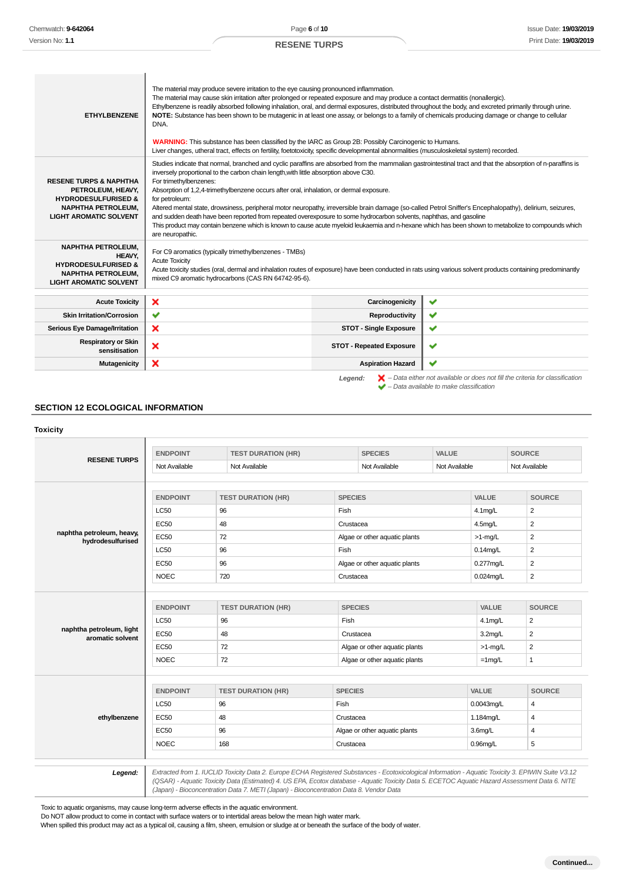| | |
|---|---|
| **ETHYLBENZENE** | The material may produce severe irritation to the eye causing pronounced inflammation.<br>The material may cause skin irritation after prolonged or repeated exposure and may produce a contact dermatitis (nonallergic).<br>Ethylbenzene is readily absorbed following inhalation, oral, and dermal exposures, distributed throughout the body, and excreted primarily through urine.<br>**NOTE:** Substance has been shown to be mutagenic in at least one assay, or belongs to a family of chemicals producing damage or change to cellular DNA.<br><br>**WARNING:** This substance has been classified by the IARC as Group 2B: Possibly Carcinogenic to Humans.<br>Liver changes, utheral tract, effects on fertility, foetotoxicity, specific developmental abnormalities (musculoskeletal system) recorded. |
| **RESENE TURPS & NAPHTHA PETROLEUM, HEAVY, HYDRODESULFURISED & NAPHTHA PETROLEUM, LIGHT AROMATIC SOLVENT** | Studies indicate that normal, branched and cyclic paraffins are absorbed from the mammalian gastrointestinal tract and that the absorption of n-paraffins is inversely proportional to the carbon chain length,with little absorption above C30.<br>For trimethylbenzenes:<br>Absorption of 1,2,4-trimethylbenzene occurs after oral, inhalation, or dermal exposure.<br>for petroleum:<br>Altered mental state, drowsiness, peripheral motor neuropathy, irreversible brain damage (so-called Petrol Sniffer's Encephalopathy), delirium, seizures, and sudden death have been reported from repeated overexposure to some hydrocarbon solvents, naphthas, and gasoline<br>This product may contain benzene which is known to cause acute myeloid leukaemia and n-hexane which has been shown to metabolize to compounds which are neuropathic. |
| **NAPHTHA PETROLEUM, HEAVY, HYDRODESULFURISED & NAPHTHA PETROLEUM, LIGHT AROMATIC SOLVENT** | For C9 aromatics (typically trimethylbenzenes - TMBs)<br>Acute Toxicity<br>Acute toxicity studies (oral, dermal and inhalation routes of exposure) have been conducted in rats using various solvent products containing predominantly mixed C9 aromatic hydrocarbons (CAS RN 64742-95-6). |

| | | | |
|---|---|---|---|
| **Acute Toxicity** | ✘ | **Carcinogenicity** | ✔ |
| **Skin Irritation/Corrosion** | ✔ | **Reproductivity** | ✔ |
| **Serious Eye Damage/Irritation** | ✘ | **STOT - Single Exposure** | ✔ |
| **Respiratory or Skin sensitisation** | ✘ | **STOT - Repeated Exposure** | ✔ |
| **Mutagenicity** | ✘ | **Aspiration Hazard** | ✔ |

***Legend:*** ✘ *– Data either not available or does not fill the criteria for classification*
✔ *– Data available to make classification*

## SECTION 12 ECOLOGICAL INFORMATION

### Toxicity

**RESENE TURPS**

| ENDPOINT | TEST DURATION (HR) | SPECIES | VALUE | SOURCE |
|---|---|---|---|---|
| Not Available | Not Available | Not Available | Not Available | Not Available |

**naphtha petroleum, heavy, hydrodesulfurised**

| ENDPOINT | TEST DURATION (HR) | SPECIES | VALUE | SOURCE |
|---|---|---|---|---|
| LC50 | 96 | Fish | 4.1mg/L | 2 |
| EC50 | 48 | Crustacea | 4.5mg/L | 2 |
| EC50 | 72 | Algae or other aquatic plants | >1-mg/L | 2 |
| LC50 | 96 | Fish | 0.14mg/L | 2 |
| EC50 | 96 | Algae or other aquatic plants | 0.277mg/L | 2 |
| NOEC | 720 | Crustacea | 0.024mg/L | 2 |

**naphtha petroleum, light aromatic solvent**

| ENDPOINT | TEST DURATION (HR) | SPECIES | VALUE | SOURCE |
|---|---|---|---|---|
| LC50 | 96 | Fish | 4.1mg/L | 2 |
| EC50 | 48 | Crustacea | 3.2mg/L | 2 |
| EC50 | 72 | Algae or other aquatic plants | >1-mg/L | 2 |
| NOEC | 72 | Algae or other aquatic plants | =1mg/L | 1 |

**ethylbenzene**

| ENDPOINT | TEST DURATION (HR) | SPECIES | VALUE | SOURCE |
|---|---|---|---|---|
| LC50 | 96 | Fish | 0.0043mg/L | 4 |
| EC50 | 48 | Crustacea | 1.184mg/L | 4 |
| EC50 | 96 | Algae or other aquatic plants | 3.6mg/L | 4 |
| NOEC | 168 | Crustacea | 0.96mg/L | 5 |

***Legend:*** *Extracted from 1. IUCLID Toxicity Data 2. Europe ECHA Registered Substances - Ecotoxicological Information - Aquatic Toxicity 3. EPIWIN Suite V3.12 (QSAR) - Aquatic Toxicity Data (Estimated) 4. US EPA, Ecotox database - Aquatic Toxicity Data 5. ECETOC Aquatic Hazard Assessment Data 6. NITE (Japan) - Bioconcentration Data 7. METI (Japan) - Bioconcentration Data 8. Vendor Data*

Toxic to aquatic organisms, may cause long-term adverse effects in the aquatic environment.
Do NOT allow product to come in contact with surface waters or to intertidal areas below the mean high water mark.
When spilled this product may act as a typical oil, causing a film, sheen, emulsion or sludge at or beneath the surface of the body of water.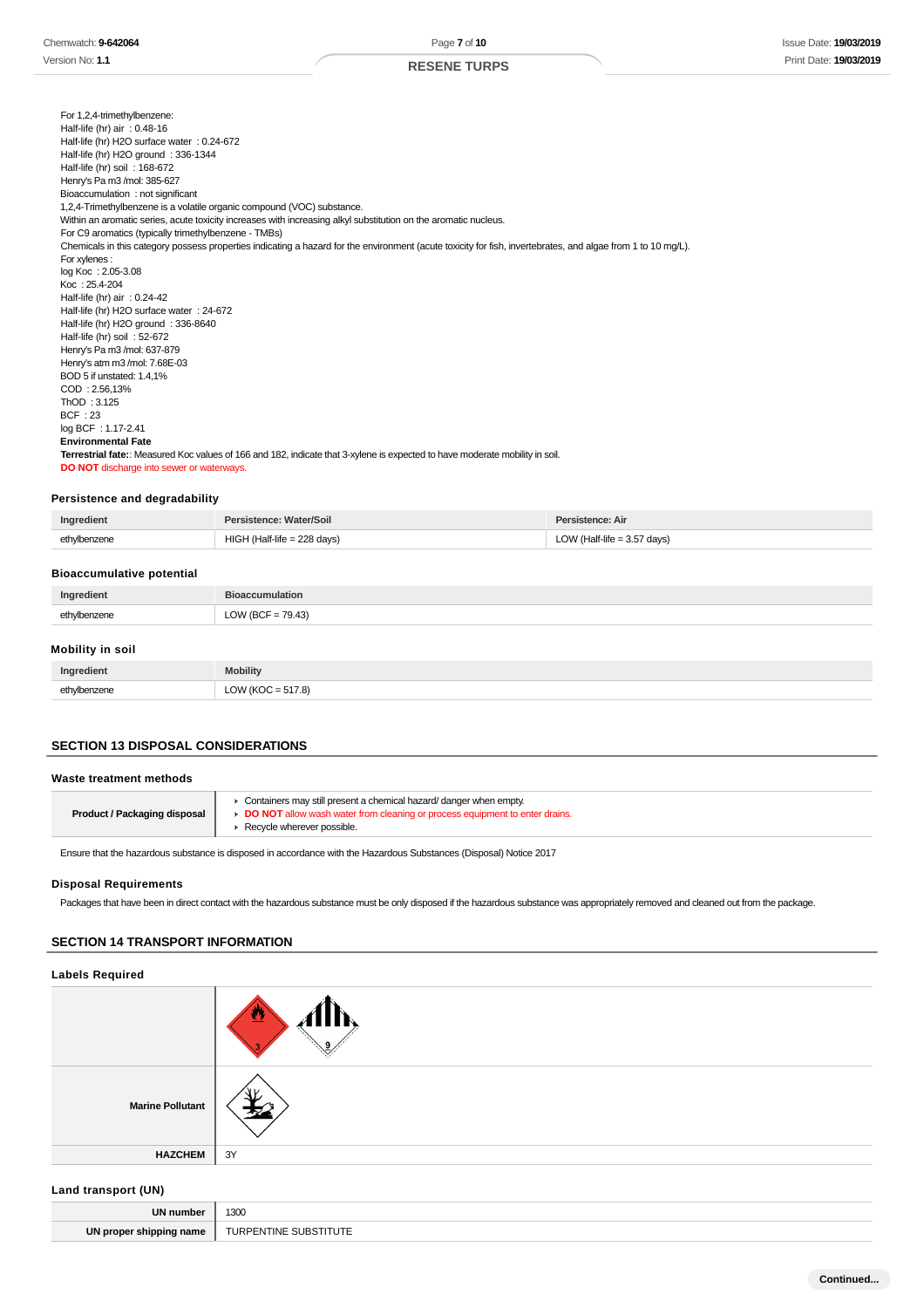For 1,2,4-trimethylbenzene:
Half-life (hr) air : 0.48-16
Half-life (hr) H2O surface water : 0.24-672
Half-life (hr) H2O ground : 336-1344
Half-life (hr) soil : 168-672
Henry's Pa m3 /mol: 385-627
Bioaccumulation : not significant
1,2,4-Trimethylbenzene is a volatile organic compound (VOC) substance.
Within an aromatic series, acute toxicity increases with increasing alkyl substitution on the aromatic nucleus.
For C9 aromatics (typically trimethylbenzene - TMBs)
Chemicals in this category possess properties indicating a hazard for the environment (acute toxicity for fish, invertebrates, and algae from 1 to 10 mg/L).
For xylenes :
log Koc : 2.05-3.08
Koc : 25.4-204
Half-life (hr) air : 0.24-42
Half-life (hr) H2O surface water : 24-672
Half-life (hr) H2O ground : 336-8640
Half-life (hr) soil : 52-672
Henry's Pa m3 /mol: 637-879
Henry's atm m3 /mol: 7.68E-03
BOD 5 if unstated: 1.4,1%
COD : 2.56,13%
ThOD : 3.125
BCF : 23
log BCF : 1.17-2.41
**Environmental Fate**
**Terrestrial fate:**: Measured Koc values of 166 and 182, indicate that 3-xylene is expected to have moderate mobility in soil.
**DO NOT** discharge into sewer or waterways.

### Persistence and degradability

| Ingredient | Persistence: Water/Soil | Persistence: Air |
|---|---|---|
| ethylbenzene | HIGH (Half-life = 228 days) | LOW (Half-life = 3.57 days) |

### Bioaccumulative potential

| Ingredient | Bioaccumulation |
|---|---|
| ethylbenzene | LOW (BCF = 79.43) |

### Mobility in soil

| Ingredient | Mobility |
|---|---|
| ethylbenzene | LOW (KOC = 517.8) |

## SECTION 13 DISPOSAL CONSIDERATIONS

### Waste treatment methods

| Product / Packaging disposal | - Containers may still present a chemical hazard/ danger when empty.<br>- **DO NOT** allow wash water from cleaning or process equipment to enter drains.<br>- Recycle wherever possible. |
|---|---|

Ensure that the hazardous substance is disposed in accordance with the Hazardous Substances (Disposal) Notice 2017

### Disposal Requirements

Packages that have been in direct contact with the hazardous substance must be only disposed if the hazardous substance was appropriately removed and cleaned out from the package.

## SECTION 14 TRANSPORT INFORMATION

### Labels Required

| | |
|---|---|
| | 3, 9 |
| Marine Pollutant | |
| HAZCHEM | 3Y |

### Land transport (UN)

| | |
|---|---|
| UN number | 1300 |
| UN proper shipping name | TURPENTINE SUBSTITUTE |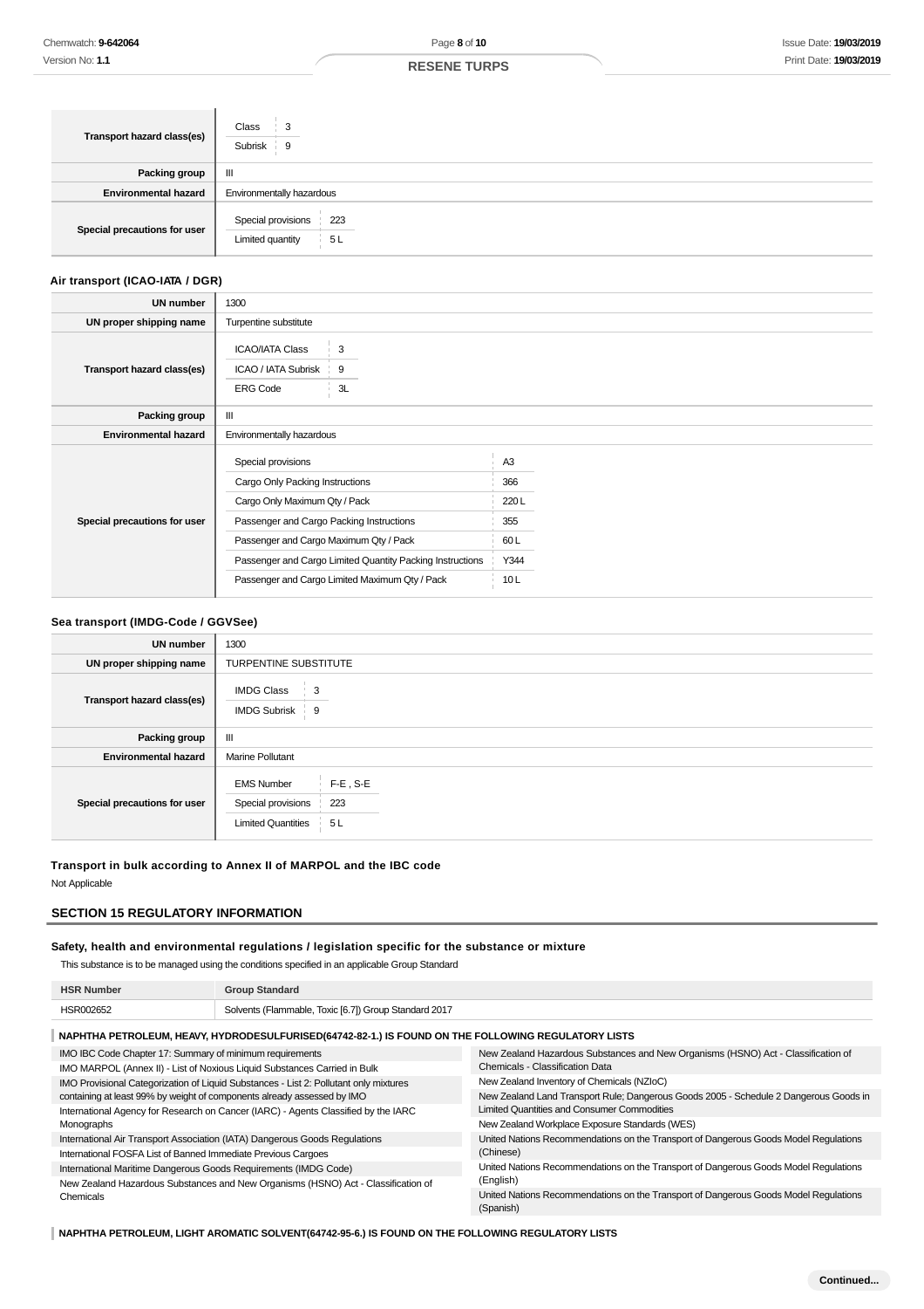| | |
|---|---|
| **Transport hazard class(es)** | Class: 3<br>Subrisk: 9 |
| **Packing group** | III |
| **Environmental hazard** | Environmentally hazardous |
| **Special precautions for user** | Special provisions: 223<br>Limited quantity: 5 L |

**Air transport (ICAO-IATA / DGR)**

| | |
|---|---|
| **UN number** | 1300 |
| **UN proper shipping name** | Turpentine substitute |
| **Transport hazard class(es)** | ICAO/IATA Class: 3<br>ICAO / IATA Subrisk: 9<br>ERG Code: 3L |
| **Packing group** | III |
| **Environmental hazard** | Environmentally hazardous |
| **Special precautions for user** | Special provisions: A3<br>Cargo Only Packing Instructions: 366<br>Cargo Only Maximum Qty / Pack: 220 L<br>Passenger and Cargo Packing Instructions: 355<br>Passenger and Cargo Maximum Qty / Pack: 60 L<br>Passenger and Cargo Limited Quantity Packing Instructions: Y344<br>Passenger and Cargo Limited Maximum Qty / Pack: 10 L |

**Sea transport (IMDG-Code / GGVSee)**

| | |
|---|---|
| **UN number** | 1300 |
| **UN proper shipping name** | TURPENTINE SUBSTITUTE |
| **Transport hazard class(es)** | IMDG Class: 3<br>IMDG Subrisk: 9 |
| **Packing group** | III |
| **Environmental hazard** | Marine Pollutant |
| **Special precautions for user** | EMS Number: F-E , S-E<br>Special provisions: 223<br>Limited Quantities: 5 L |

**Transport in bulk according to Annex II of MARPOL and the IBC code**

Not Applicable

## SECTION 15 REGULATORY INFORMATION

**Safety, health and environmental regulations / legislation specific for the substance or mixture**

This substance is to be managed using the conditions specified in an applicable Group Standard

| HSR Number | Group Standard |
|---|---|
| HSR002652 | Solvents (Flammable, Toxic [6.7]) Group Standard 2017 |

**NAPHTHA PETROLEUM, HEAVY, HYDRODESULFURISED(64742-82-1.) IS FOUND ON THE FOLLOWING REGULATORY LISTS**

- IMO IBC Code Chapter 17: Summary of minimum requirements
- IMO MARPOL (Annex II) - List of Noxious Liquid Substances Carried in Bulk
- IMO Provisional Categorization of Liquid Substances - List 2: Pollutant only mixtures containing at least 99% by weight of components already assessed by IMO
- International Agency for Research on Cancer (IARC) - Agents Classified by the IARC Monographs
- International Air Transport Association (IATA) Dangerous Goods Regulations
- International FOSFA List of Banned Immediate Previous Cargoes
- International Maritime Dangerous Goods Requirements (IMDG Code)
- New Zealand Hazardous Substances and New Organisms (HSNO) Act - Classification of Chemicals
- New Zealand Hazardous Substances and New Organisms (HSNO) Act - Classification of Chemicals - Classification Data
- New Zealand Inventory of Chemicals (NZIoC)
- New Zealand Land Transport Rule; Dangerous Goods 2005 - Schedule 2 Dangerous Goods in Limited Quantities and Consumer Commodities
- New Zealand Workplace Exposure Standards (WES)
- United Nations Recommendations on the Transport of Dangerous Goods Model Regulations (Chinese)
- United Nations Recommendations on the Transport of Dangerous Goods Model Regulations (English)
- United Nations Recommendations on the Transport of Dangerous Goods Model Regulations (Spanish)

**NAPHTHA PETROLEUM, LIGHT AROMATIC SOLVENT(64742-95-6.) IS FOUND ON THE FOLLOWING REGULATORY LISTS**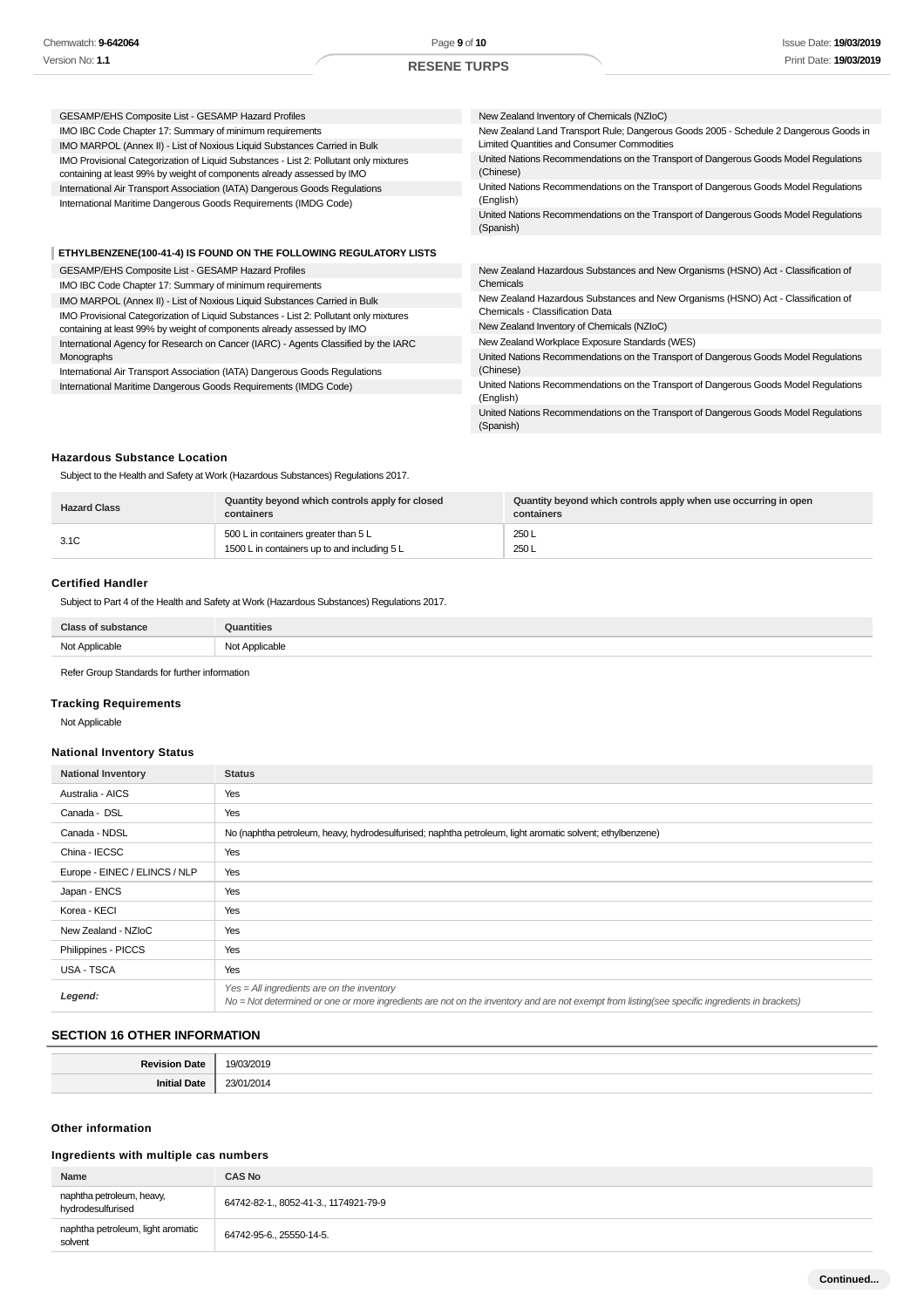| | |
|---|---|
| GESAMP/EHS Composite List - GESAMP Hazard Profiles | New Zealand Inventory of Chemicals (NZIoC) |
| IMO IBC Code Chapter 17: Summary of minimum requirements | New Zealand Land Transport Rule; Dangerous Goods 2005 - Schedule 2 Dangerous Goods in Limited Quantities and Consumer Commodities |
| IMO MARPOL (Annex II) - List of Noxious Liquid Substances Carried in Bulk | United Nations Recommendations on the Transport of Dangerous Goods Model Regulations (Chinese) |
| IMO Provisional Categorization of Liquid Substances - List 2: Pollutant only mixtures containing at least 99% by weight of components already assessed by IMO | United Nations Recommendations on the Transport of Dangerous Goods Model Regulations (English) |
| International Air Transport Association (IATA) Dangerous Goods Regulations | United Nations Recommendations on the Transport of Dangerous Goods Model Regulations (Spanish) |
| International Maritime Dangerous Goods Requirements (IMDG Code) | |

**ETHYLBENZENE(100-41-4) IS FOUND ON THE FOLLOWING REGULATORY LISTS**

| | |
|---|---|
| GESAMP/EHS Composite List - GESAMP Hazard Profiles | New Zealand Hazardous Substances and New Organisms (HSNO) Act - Classification of Chemicals |
| IMO IBC Code Chapter 17: Summary of minimum requirements | New Zealand Hazardous Substances and New Organisms (HSNO) Act - Classification of Chemicals - Classification Data |
| IMO MARPOL (Annex II) - List of Noxious Liquid Substances Carried in Bulk | New Zealand Inventory of Chemicals (NZIoC) |
| IMO Provisional Categorization of Liquid Substances - List 2: Pollutant only mixtures containing at least 99% by weight of components already assessed by IMO | New Zealand Workplace Exposure Standards (WES) |
| International Agency for Research on Cancer (IARC) - Agents Classified by the IARC Monographs | United Nations Recommendations on the Transport of Dangerous Goods Model Regulations (Chinese) |
| International Air Transport Association (IATA) Dangerous Goods Regulations | United Nations Recommendations on the Transport of Dangerous Goods Model Regulations (English) |
| International Maritime Dangerous Goods Requirements (IMDG Code) | United Nations Recommendations on the Transport of Dangerous Goods Model Regulations (Spanish) |

### Hazardous Substance Location

Subject to the Health and Safety at Work (Hazardous Substances) Regulations 2017.

| Hazard Class | Quantity beyond which controls apply for closed containers | Quantity beyond which controls apply when use occurring in open containers |
|---|---|---|
| 3.1C | 500 L in containers greater than 5 L<br>1500 L in containers up to and including 5 L | 250 L<br>250 L |

### Certified Handler

Subject to Part 4 of the Health and Safety at Work (Hazardous Substances) Regulations 2017.

| Class of substance | Quantities |
|---|---|
| Not Applicable | Not Applicable |

Refer Group Standards for further information

### Tracking Requirements

Not Applicable

### National Inventory Status

| National Inventory | Status |
|---|---|
| Australia - AICS | Yes |
| Canada - DSL | Yes |
| Canada - NDSL | No (naphtha petroleum, heavy, hydrodesulfurised; naphtha petroleum, light aromatic solvent; ethylbenzene) |
| China - IECSC | Yes |
| Europe - EINEC / ELINCS / NLP | Yes |
| Japan - ENCS | Yes |
| Korea - KECI | Yes |
| New Zealand - NZIoC | Yes |
| Philippines - PICCS | Yes |
| USA - TSCA | Yes |
| ***Legend:*** | *Yes = All ingredients are on the inventory*<br>*No = Not determined or one or more ingredients are not on the inventory and are not exempt from listing(see specific ingredients in brackets)* |

## SECTION 16 OTHER INFORMATION

| | |
|---|---|
| **Revision Date** | 19/03/2019 |
| **Initial Date** | 23/01/2014 |

### Other information

### Ingredients with multiple cas numbers

| Name | CAS No |
|---|---|
| naphtha petroleum, heavy, hydrodesulfurised | 64742-82-1., 8052-41-3., 1174921-79-9 |
| naphtha petroleum, light aromatic solvent | 64742-95-6., 25550-14-5. |

**Continued...**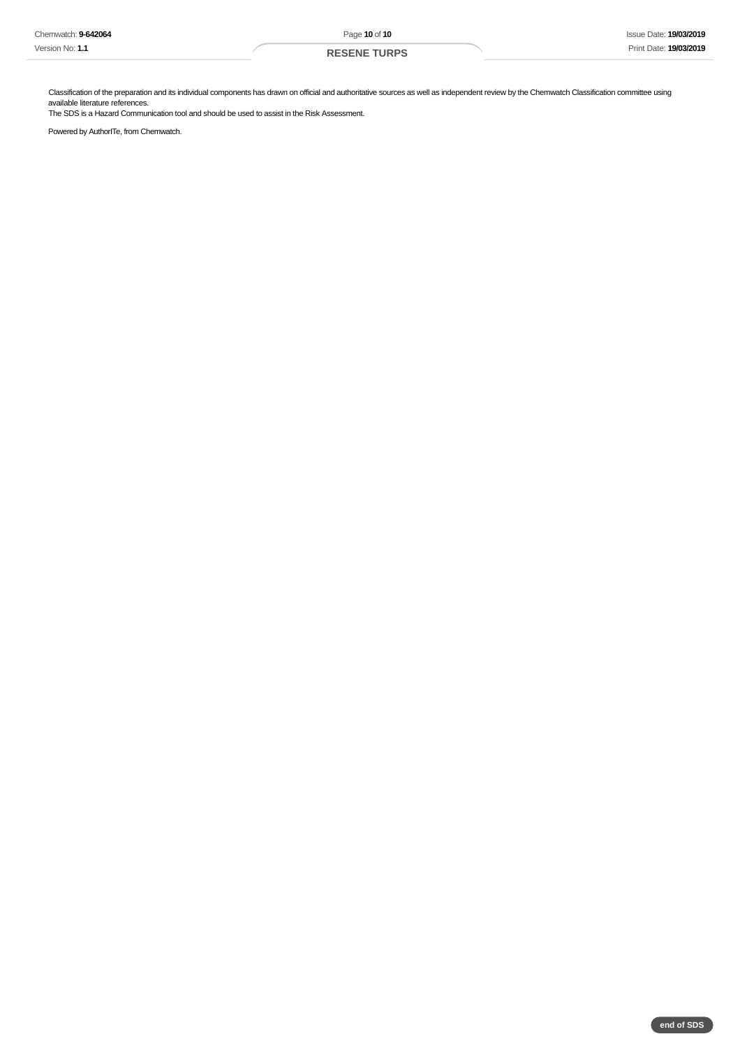Classification of the preparation and its individual components has drawn on official and authoritative sources as well as independent review by the Chemwatch Classification committee using available literature references.
The SDS is a Hazard Communication tool and should be used to assist in the Risk Assessment.

Powered by AuthorITe, from Chemwatch.

**end of SDS**